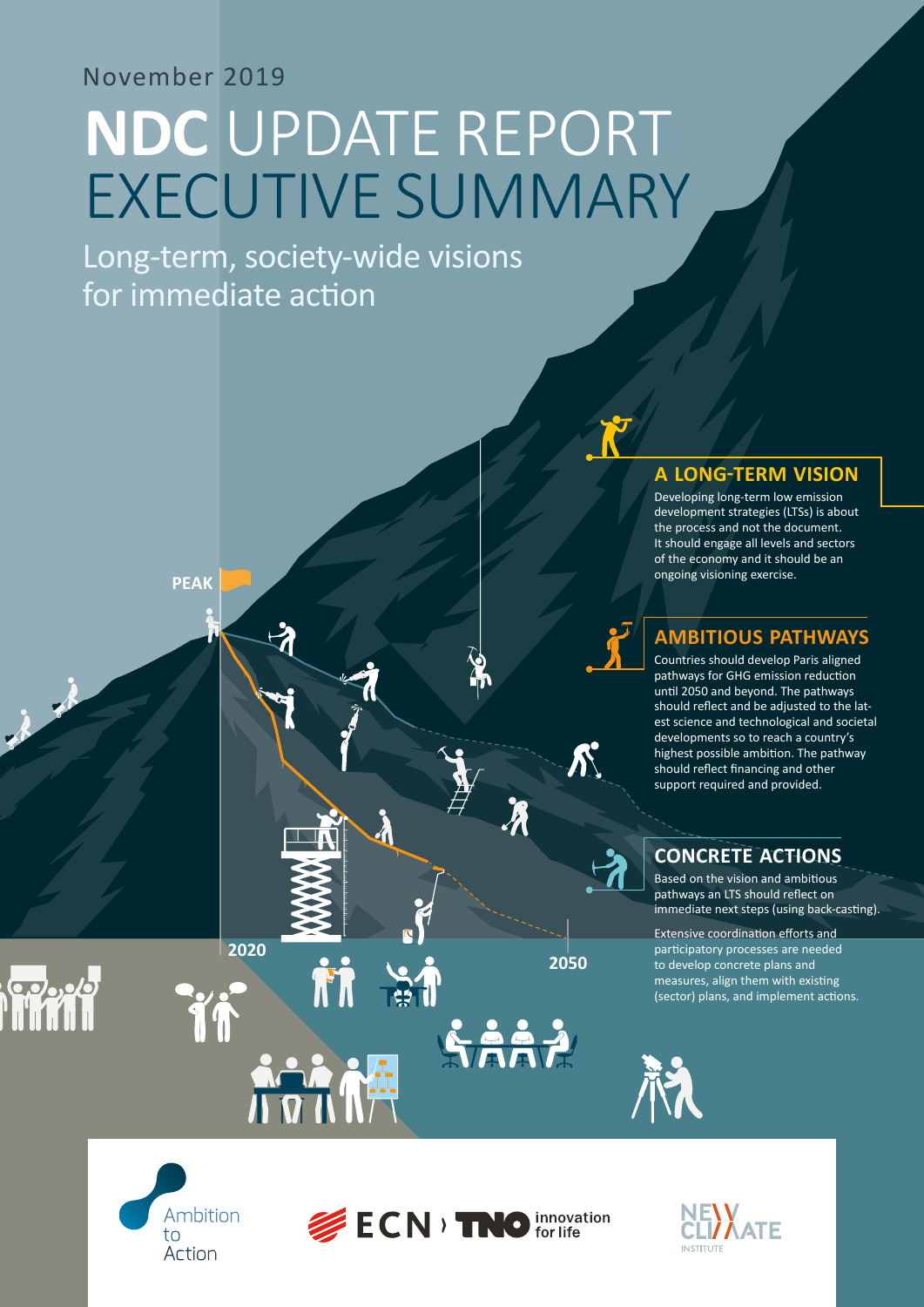November 2019

# NDC UPDATE REPORT EXECUTIVE SUMMARY

## Long-term, society-wide visions for immediate action

PEAK

2020

2050

### A LONG-TERM VISION

Developing long-term low emission development strategies (LTSs) is about the process and not the document. It should engage all levels and sectors of the economy and it should be an ongoing visioning exercise.

### AMBITIOUS PATHWAYS

Countries should develop Paris aligned pathways for GHG emission reduction until 2050 and beyond. The pathways should reflect and be adjusted to the latest science and technological and societal developments so to reach a country's highest possible ambition. The pathway should reflect financing and other support required and provided.

### CONCRETE ACTIONS

Based on the vision and ambitious pathways an LTS should reflect on immediate next steps (using back-casting).

Extensive coordination efforts and participatory processes are needed to develop concrete plans and measures, align them with existing (sector) plans, and implement actions.

Ambition to Action

ECN › TNO innovation for life

NEW CLIMATE INSTITUTE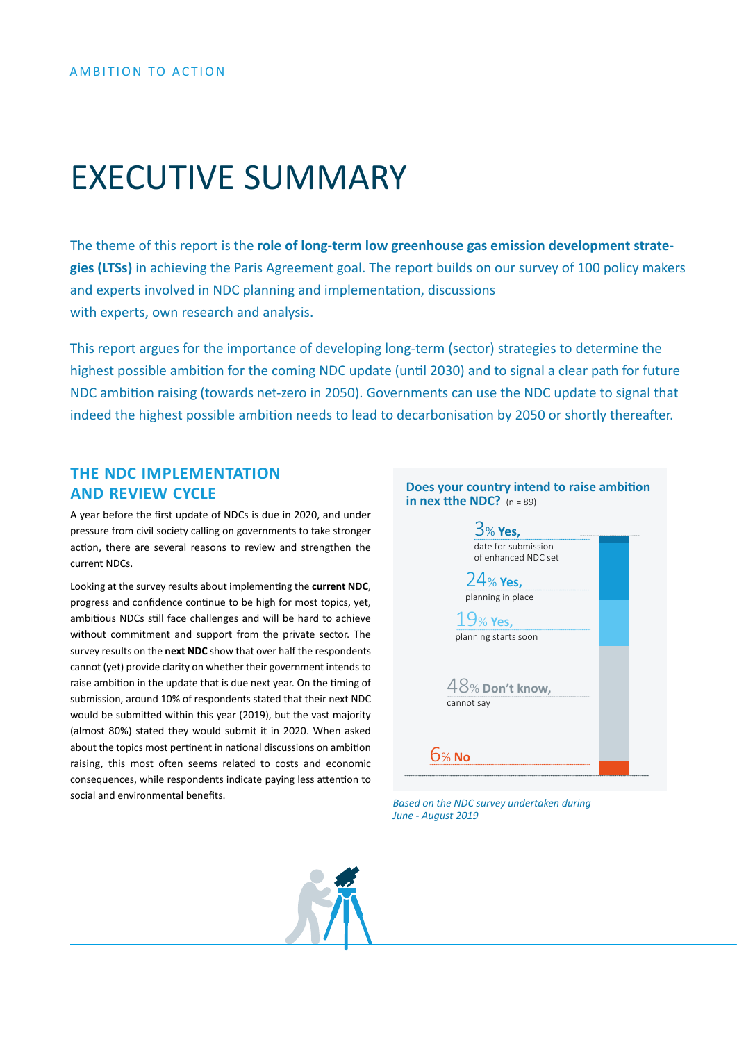# EXECUTIVE SUMMARY

The theme of this report is the **role of long-term low greenhouse gas emission development strategies (LTSs)** in achieving the Paris Agreement goal. The report builds on our survey of 100 policy makers and experts involved in NDC planning and implementation, discussions with experts, own research and analysis.

This report argues for the importance of developing long-term (sector) strategies to determine the highest possible ambition for the coming NDC update (until 2030) and to signal a clear path for future NDC ambition raising (towards net-zero in 2050). Governments can use the NDC update to signal that indeed the highest possible ambition needs to lead to decarbonisation by 2050 or shortly thereafter.

## THE NDC IMPLEMENTATION AND REVIEW CYCLE

A year before the first update of NDCs is due in 2020, and under pressure from civil society calling on governments to take stronger action, there are several reasons to review and strengthen the current NDCs.

Looking at the survey results about implementing the **current NDC**, progress and confidence continue to be high for most topics, yet, ambitious NDCs still face challenges and will be hard to achieve without commitment and support from the private sector. The survey results on the **next NDC** show that over half the respondents cannot (yet) provide clarity on whether their government intends to raise ambition in the update that is due next year. On the timing of submission, around 10% of respondents stated that their next NDC would be submitted within this year (2019), but the vast majority (almost 80%) stated they would submit it in 2020. When asked about the topics most pertinent in national discussions on ambition raising, this most often seems related to costs and economic consequences, while respondents indicate paying less attention to social and environmental benefits.

**Does your country intend to raise ambition in nex tthe NDC?** (n = 89)

- 3% **Yes,** date for submission of enhanced NDC set
- 24% **Yes,** planning in place
- 19% **Yes,** planning starts soon
- 48% **Don't know,** cannot say
- 6% **No**

*Based on the NDC survey undertaken during June - August 2019*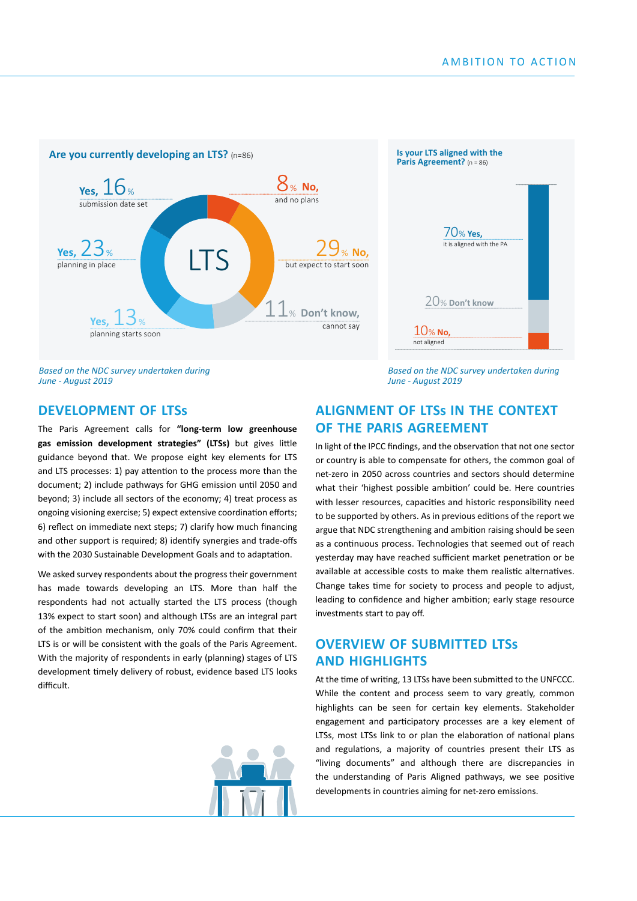**Are you currently developing an LTS?** (n=86)

- Yes, 16% submission date set
- Yes, 23% planning in place
- Yes, 13% planning starts soon
- 8% No, and no plans
- 29% No, but expect to start soon
- 11% Don't know, cannot say

*Based on the NDC survey undertaken during June - August 2019*

**Is your LTS aligned with the Paris Agreement?** (n = 86)

- 70% Yes, it is aligned with the PA
- 20% Don't know
- 10% No, not aligned

*Based on the NDC survey undertaken during June - August 2019*

## DEVELOPMENT OF LTSs

The Paris Agreement calls for **"long-term low greenhouse gas emission development strategies" (LTSs)** but gives little guidance beyond that. We propose eight key elements for LTS and LTS processes: 1) pay attention to the process more than the document; 2) include pathways for GHG emission until 2050 and beyond; 3) include all sectors of the economy; 4) treat process as ongoing visioning exercise; 5) expect extensive coordination efforts; 6) reflect on immediate next steps; 7) clarify how much financing and other support is required; 8) identify synergies and trade-offs with the 2030 Sustainable Development Goals and to adaptation.

We asked survey respondents about the progress their government has made towards developing an LTS. More than half the respondents had not actually started the LTS process (though 13% expect to start soon) and although LTSs are an integral part of the ambition mechanism, only 70% could confirm that their LTS is or will be consistent with the goals of the Paris Agreement. With the majority of respondents in early (planning) stages of LTS development timely delivery of robust, evidence based LTS looks difficult.

## ALIGNMENT OF LTSs IN THE CONTEXT OF THE PARIS AGREEMENT

In light of the IPCC findings, and the observation that not one sector or country is able to compensate for others, the common goal of net-zero in 2050 across countries and sectors should determine what their 'highest possible ambition' could be. Here countries with lesser resources, capacities and historic responsibility need to be supported by others. As in previous editions of the report we argue that NDC strengthening and ambition raising should be seen as a continuous process. Technologies that seemed out of reach yesterday may have reached sufficient market penetration or be available at accessible costs to make them realistic alternatives. Change takes time for society to process and people to adjust, leading to confidence and higher ambition; early stage resource investments start to pay off.

## OVERVIEW OF SUBMITTED LTSs AND HIGHLIGHTS

At the time of writing, 13 LTSs have been submitted to the UNFCCC. While the content and process seem to vary greatly, common highlights can be seen for certain key elements. Stakeholder engagement and participatory processes are a key element of LTSs, most LTSs link to or plan the elaboration of national plans and regulations, a majority of countries present their LTS as "living documents" and although there are discrepancies in the understanding of Paris Aligned pathways, we see positive developments in countries aiming for net-zero emissions.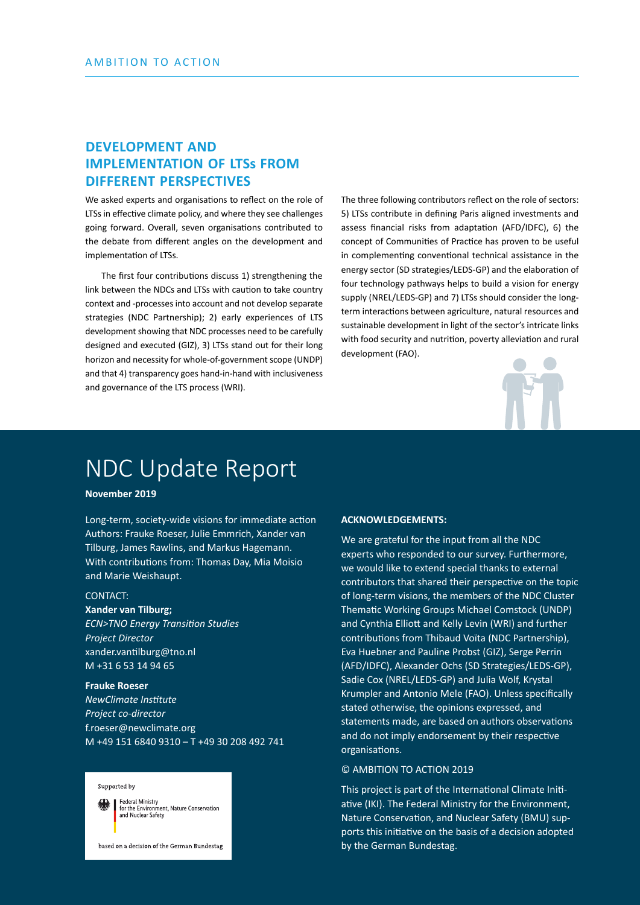## DEVELOPMENT AND IMPLEMENTATION OF LTSs FROM DIFFERENT PERSPECTIVES

We asked experts and organisations to reflect on the role of LTSs in effective climate policy, and where they see challenges going forward. Overall, seven organisations contributed to the debate from different angles on the development and implementation of LTSs.

The first four contributions discuss 1) strengthening the link between the NDCs and LTSs with caution to take country context and -processes into account and not develop separate strategies (NDC Partnership); 2) early experiences of LTS development showing that NDC processes need to be carefully designed and executed (GIZ), 3) LTSs stand out for their long horizon and necessity for whole-of-government scope (UNDP) and that 4) transparency goes hand-in-hand with inclusiveness and governance of the LTS process (WRI).

The three following contributors reflect on the role of sectors: 5) LTSs contribute in defining Paris aligned investments and assess financial risks from adaptation (AFD/IDFC), 6) the concept of Communities of Practice has proven to be useful in complementing conventional technical assistance in the energy sector (SD strategies/LEDS-GP) and the elaboration of four technology pathways helps to build a vision for energy supply (NREL/LEDS-GP) and 7) LTSs should consider the long-term interactions between agriculture, natural resources and sustainable development in light of the sector's intricate links with food security and nutrition, poverty alleviation and rural development (FAO).

# NDC Update Report

**November 2019**

Long-term, society-wide visions for immediate action
Authors: Frauke Roeser, Julie Emmrich, Xander van Tilburg, James Rawlins, and Markus Hagemann.
With contributions from: Thomas Day, Mia Moisio and Marie Weishaupt.

CONTACT:

**Xander van Tilburg;**
*ECN>TNO Energy Transition Studies*
*Project Director*
xander.vantilburg@tno.nl
M +31 6 53 14 94 65

**Frauke Roeser**
*NewClimate Institute*
*Project co-director*
f.roeser@newclimate.org
M +49 151 6840 9310 – T +49 30 208 492 741

Supported by

Federal Ministry for the Environment, Nature Conservation and Nuclear Safety

based on a decision of the German Bundestag

**ACKNOWLEDGEMENTS:**

We are grateful for the input from all the NDC experts who responded to our survey. Furthermore, we would like to extend special thanks to external contributors that shared their perspective on the topic of long-term visions, the members of the NDC Cluster Thematic Working Groups Michael Comstock (UNDP) and Cynthia Elliott and Kelly Levin (WRI) and further contributions from Thibaud Voïta (NDC Partnership), Eva Huebner and Pauline Probst (GIZ), Serge Perrin (AFD/IDFC), Alexander Ochs (SD Strategies/LEDS-GP), Sadie Cox (NREL/LEDS-GP) and Julia Wolf, Krystal Krumpler and Antonio Mele (FAO). Unless specifically stated otherwise, the opinions expressed, and statements made, are based on authors observations and do not imply endorsement by their respective organisations.

© AMBITION TO ACTION 2019

This project is part of the International Climate Initiative (IKI). The Federal Ministry for the Environment, Nature Conservation, and Nuclear Safety (BMU) supports this initiative on the basis of a decision adopted by the German Bundestag.